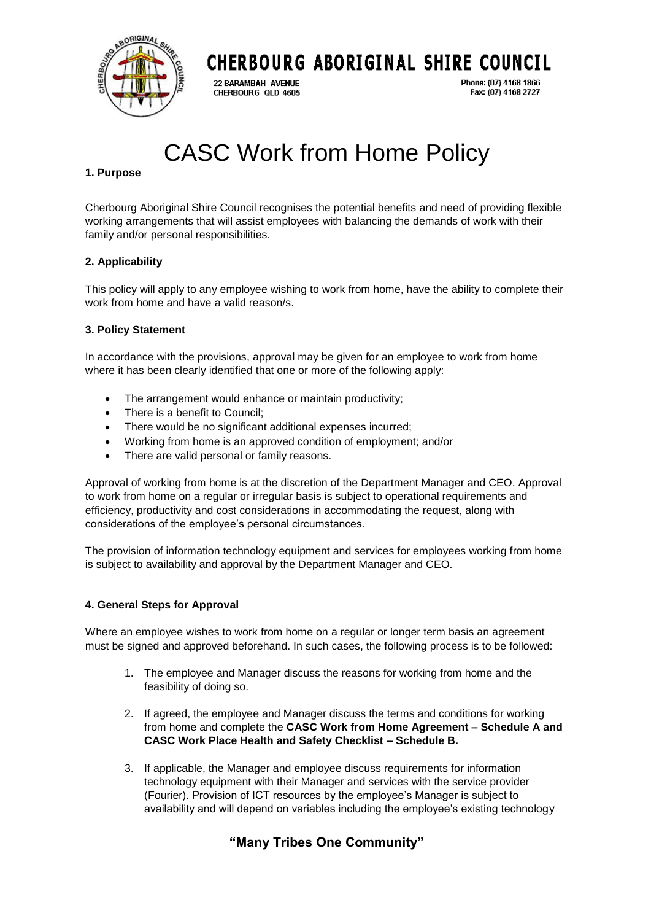# CHERBOURG ABORIGINAL SHIRE COUNCIL

22 BARAMBAH AVENUE
CHERBOURG QLD 4605

Phone: (07) 4168 1866
Fax: (07) 4168 2727

# CASC Work from Home Policy

**1. Purpose**

Cherbourg Aboriginal Shire Council recognises the potential benefits and need of providing flexible working arrangements that will assist employees with balancing the demands of work with their family and/or personal responsibilities.

**2. Applicability**

This policy will apply to any employee wishing to work from home, have the ability to complete their work from home and have a valid reason/s.

**3. Policy Statement**

In accordance with the provisions, approval may be given for an employee to work from home where it has been clearly identified that one or more of the following apply:

- The arrangement would enhance or maintain productivity;
- There is a benefit to Council;
- There would be no significant additional expenses incurred;
- Working from home is an approved condition of employment; and/or
- There are valid personal or family reasons.

Approval of working from home is at the discretion of the Department Manager and CEO. Approval to work from home on a regular or irregular basis is subject to operational requirements and efficiency, productivity and cost considerations in accommodating the request, along with considerations of the employee's personal circumstances.

The provision of information technology equipment and services for employees working from home is subject to availability and approval by the Department Manager and CEO.

**4. General Steps for Approval**

Where an employee wishes to work from home on a regular or longer term basis an agreement must be signed and approved beforehand. In such cases, the following process is to be followed:

1. The employee and Manager discuss the reasons for working from home and the feasibility of doing so.

2. If agreed, the employee and Manager discuss the terms and conditions for working from home and complete the **CASC Work from Home Agreement – Schedule A and CASC Work Place Health and Safety Checklist – Schedule B.**

3. If applicable, the Manager and employee discuss requirements for information technology equipment with their Manager and services with the service provider (Fourier). Provision of ICT resources by the employee's Manager is subject to availability and will depend on variables including the employee's existing technology

**"Many Tribes One Community"**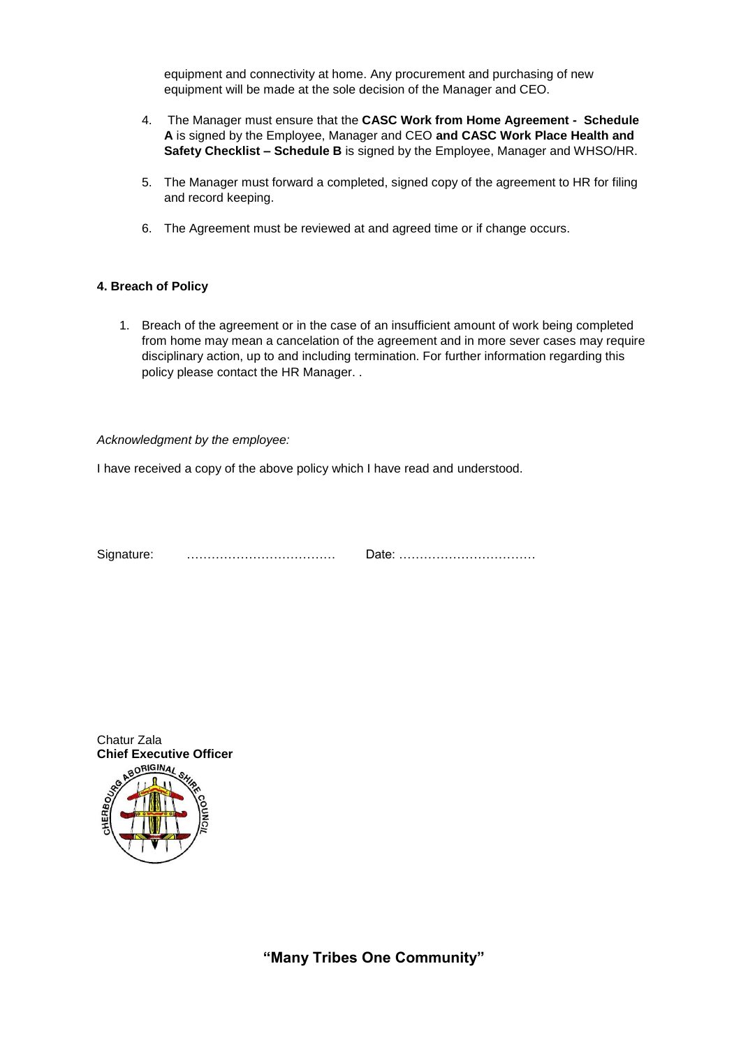equipment and connectivity at home. Any procurement and purchasing of new equipment will be made at the sole decision of the Manager and CEO.

4. The Manager must ensure that the **CASC Work from Home Agreement - Schedule A** is signed by the Employee, Manager and CEO **and CASC Work Place Health and Safety Checklist – Schedule B** is signed by the Employee, Manager and WHSO/HR.

5. The Manager must forward a completed, signed copy of the agreement to HR for filing and record keeping.

6. The Agreement must be reviewed at and agreed time or if change occurs.

**4. Breach of Policy**

1. Breach of the agreement or in the case of an insufficient amount of work being completed from home may mean a cancelation of the agreement and in more sever cases may require disciplinary action, up to and including termination. For further information regarding this policy please contact the HR Manager. .

*Acknowledgment by the employee:*

I have received a copy of the above policy which I have read and understood.

Signature: ……………………………… Date: ……………………………

Chatur Zala
**Chief Executive Officer**

**"Many Tribes One Community"**